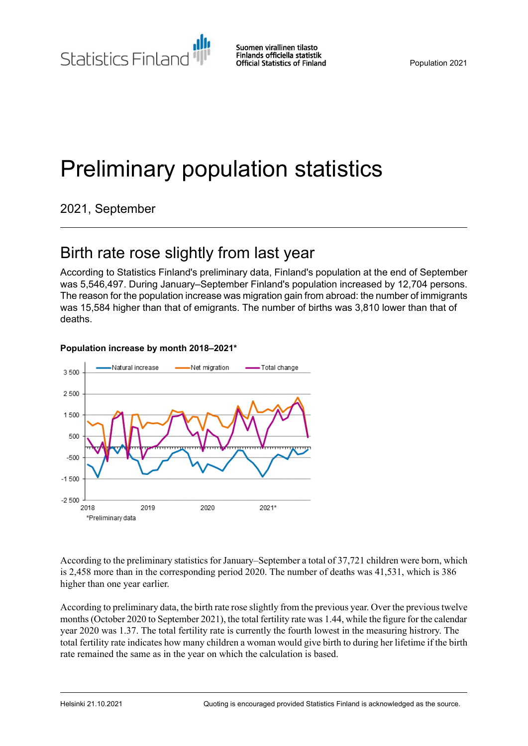Statistics Finland

Suomen virallinen tilasto
Finlands officiella statistik
Official Statistics of Finland

Population 2021

# Preliminary population statistics

2021, September

## Birth rate rose slightly from last year

According to Statistics Finland's preliminary data, Finland's population at the end of September was 5,546,497. During January–September Finland's population increased by 12,704 persons. The reason for the population increase was migration gain from abroad: the number of immigrants was 15,584 higher than that of emigrants. The number of births was 3,810 lower than that of deaths.

**Population increase by month 2018–2021***

*Preliminary data

According to the preliminary statistics for January–September a total of 37,721 children were born, which is 2,458 more than in the corresponding period 2020. The number of deaths was 41,531, which is 386 higher than one year earlier.

According to preliminary data, the birth rate rose slightly from the previous year. Over the previous twelve months (October 2020 to September 2021), the total fertility rate was 1.44, while the figure for the calendar year 2020 was 1.37. The total fertility rate is currently the fourth lowest in the measuring histroty. The total fertility rate indicates how many children a woman would give birth to during her lifetime if the birth rate remained the same as in the year on which the calculation is based.

Helsinki 21.10.2021

Quoting is encouraged provided Statistics Finland is acknowledged as the source.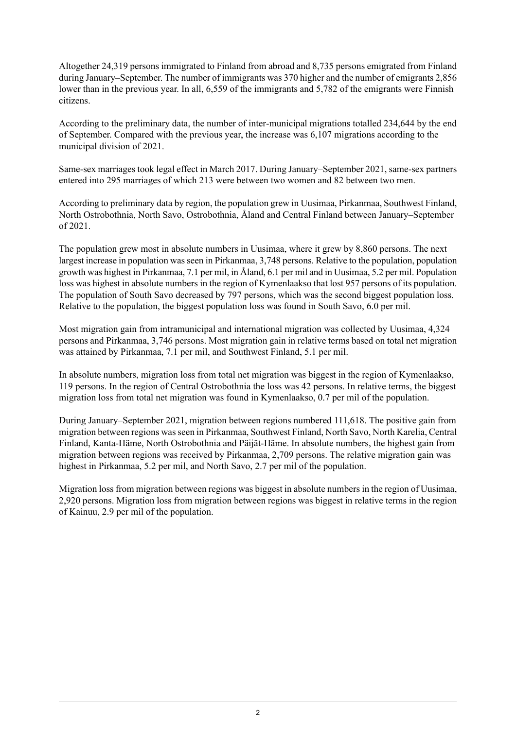Altogether 24,319 persons immigrated to Finland from abroad and 8,735 persons emigrated from Finland during January–September. The number of immigrants was 370 higher and the number of emigrants 2,856 lower than in the previous year. In all, 6,559 of the immigrants and 5,782 of the emigrants were Finnish citizens.

According to the preliminary data, the number of inter-municipal migrations totalled 234,644 by the end of September. Compared with the previous year, the increase was 6,107 migrations according to the municipal division of 2021.

Same-sex marriages took legal effect in March 2017. During January–September 2021, same-sex partners entered into 295 marriages of which 213 were between two women and 82 between two men.

According to preliminary data by region, the population grew in Uusimaa, Pirkanmaa, Southwest Finland, North Ostrobothnia, North Savo, Ostrobothnia, Åland and Central Finland between January–September of 2021.

The population grew most in absolute numbers in Uusimaa, where it grew by 8,860 persons. The next largest increase in population was seen in Pirkanmaa, 3,748 persons. Relative to the population, population growth was highest in Pirkanmaa, 7.1 per mil, in Åland, 6.1 per mil and in Uusimaa, 5.2 per mil. Population loss was highest in absolute numbers in the region of Kymenlaakso that lost 957 persons of its population. The population of South Savo decreased by 797 persons, which was the second biggest population loss. Relative to the population, the biggest population loss was found in South Savo, 6.0 per mil.

Most migration gain from intramunicipal and international migration was collected by Uusimaa, 4,324 persons and Pirkanmaa, 3,746 persons. Most migration gain in relative terms based on total net migration was attained by Pirkanmaa, 7.1 per mil, and Southwest Finland, 5.1 per mil.

In absolute numbers, migration loss from total net migration was biggest in the region of Kymenlaakso, 119 persons. In the region of Central Ostrobothnia the loss was 42 persons. In relative terms, the biggest migration loss from total net migration was found in Kymenlaakso, 0.7 per mil of the population.

During January–September 2021, migration between regions numbered 111,618. The positive gain from migration between regions was seen in Pirkanmaa, Southwest Finland, North Savo, North Karelia, Central Finland, Kanta-Häme, North Ostrobothnia and Päijät-Häme. In absolute numbers, the highest gain from migration between regions was received by Pirkanmaa, 2,709 persons. The relative migration gain was highest in Pirkanmaa, 5.2 per mil, and North Savo, 2.7 per mil of the population.

Migration loss from migration between regions was biggest in absolute numbers in the region of Uusimaa, 2,920 persons. Migration loss from migration between regions was biggest in relative terms in the region of Kainuu, 2.9 per mil of the population.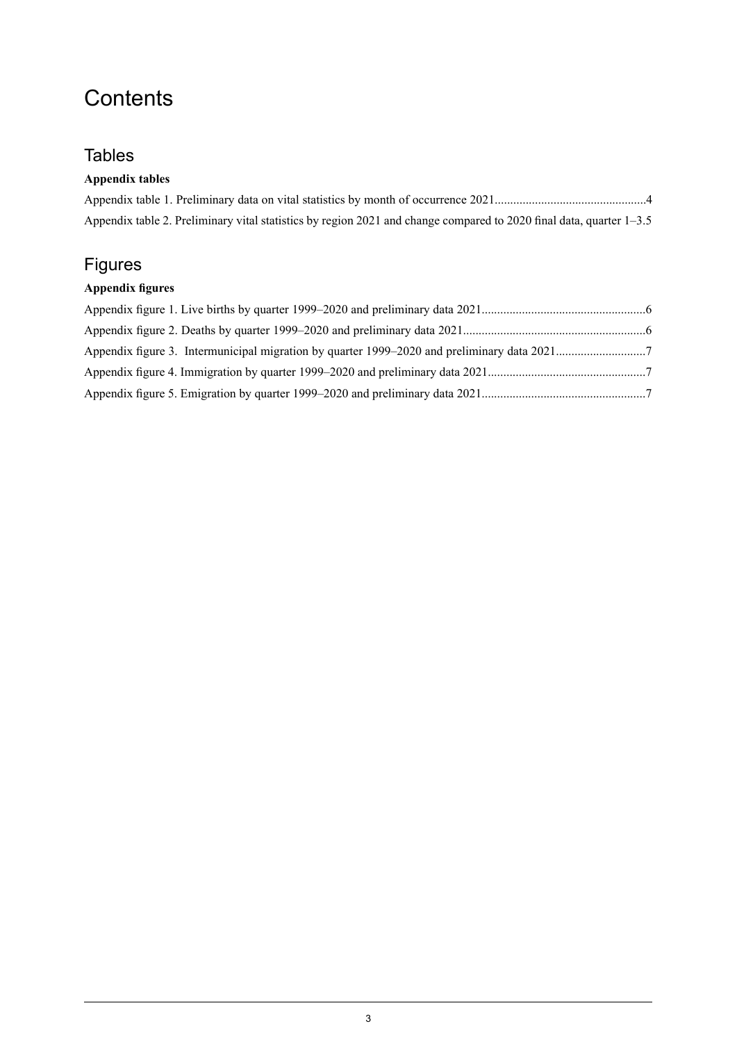# Contents

## Tables

**Appendix tables**

Appendix table 1. Preliminary data on vital statistics by month of occurrence 2021................................................4

Appendix table 2. Preliminary vital statistics by region 2021 and change compared to 2020 final data, quarter 1–3.5

## Figures

**Appendix figures**

Appendix figure 1. Live births by quarter 1999–2020 and preliminary data 2021....................................................6

Appendix figure 2. Deaths by quarter 1999–2020 and preliminary data 2021..........................................................6

Appendix figure 3. Intermunicipal migration by quarter 1999–2020 and preliminary data 2021............................7

Appendix figure 4. Immigration by quarter 1999–2020 and preliminary data 2021..................................................7

Appendix figure 5. Emigration by quarter 1999–2020 and preliminary data 2021....................................................7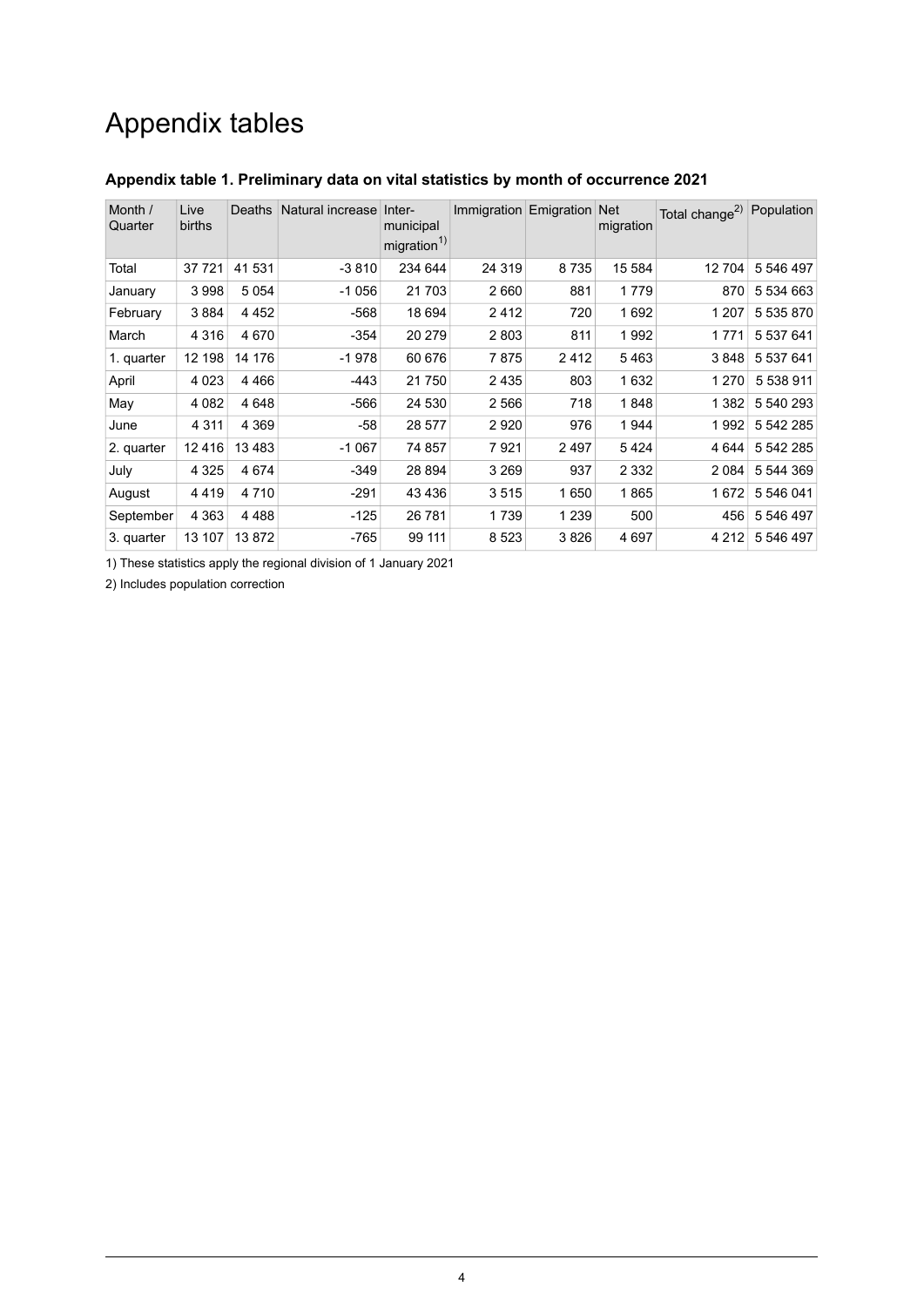# Appendix tables

### Appendix table 1. Preliminary data on vital statistics by month of occurrence 2021

| Month / Quarter | Live births | Deaths | Natural increase | Inter-municipal migration[1)] | Immigration | Emigration | Net migration | Total change[2)] | Population |
|---|---|---|---|---|---|---|---|---|---|
| Total | 37 721 | 41 531 | -3 810 | 234 644 | 24 319 | 8 735 | 15 584 | 12 704 | 5 546 497 |
| January | 3 998 | 5 054 | -1 056 | 21 703 | 2 660 | 881 | 1 779 | 870 | 5 534 663 |
| February | 3 884 | 4 452 | -568 | 18 694 | 2 412 | 720 | 1 692 | 1 207 | 5 535 870 |
| March | 4 316 | 4 670 | -354 | 20 279 | 2 803 | 811 | 1 992 | 1 771 | 5 537 641 |
| 1. quarter | 12 198 | 14 176 | -1 978 | 60 676 | 7 875 | 2 412 | 5 463 | 3 848 | 5 537 641 |
| April | 4 023 | 4 466 | -443 | 21 750 | 2 435 | 803 | 1 632 | 1 270 | 5 538 911 |
| May | 4 082 | 4 648 | -566 | 24 530 | 2 566 | 718 | 1 848 | 1 382 | 5 540 293 |
| June | 4 311 | 4 369 | -58 | 28 577 | 2 920 | 976 | 1 944 | 1 992 | 5 542 285 |
| 2. quarter | 12 416 | 13 483 | -1 067 | 74 857 | 7 921 | 2 497 | 5 424 | 4 644 | 5 542 285 |
| July | 4 325 | 4 674 | -349 | 28 894 | 3 269 | 937 | 2 332 | 2 084 | 5 544 369 |
| August | 4 419 | 4 710 | -291 | 43 436 | 3 515 | 1 650 | 1 865 | 1 672 | 5 546 041 |
| September | 4 363 | 4 488 | -125 | 26 781 | 1 739 | 1 239 | 500 | 456 | 5 546 497 |
| 3. quarter | 13 107 | 13 872 | -765 | 99 111 | 8 523 | 3 826 | 4 697 | 4 212 | 5 546 497 |

1) These statistics apply the regional division of 1 January 2021

2) Includes population correction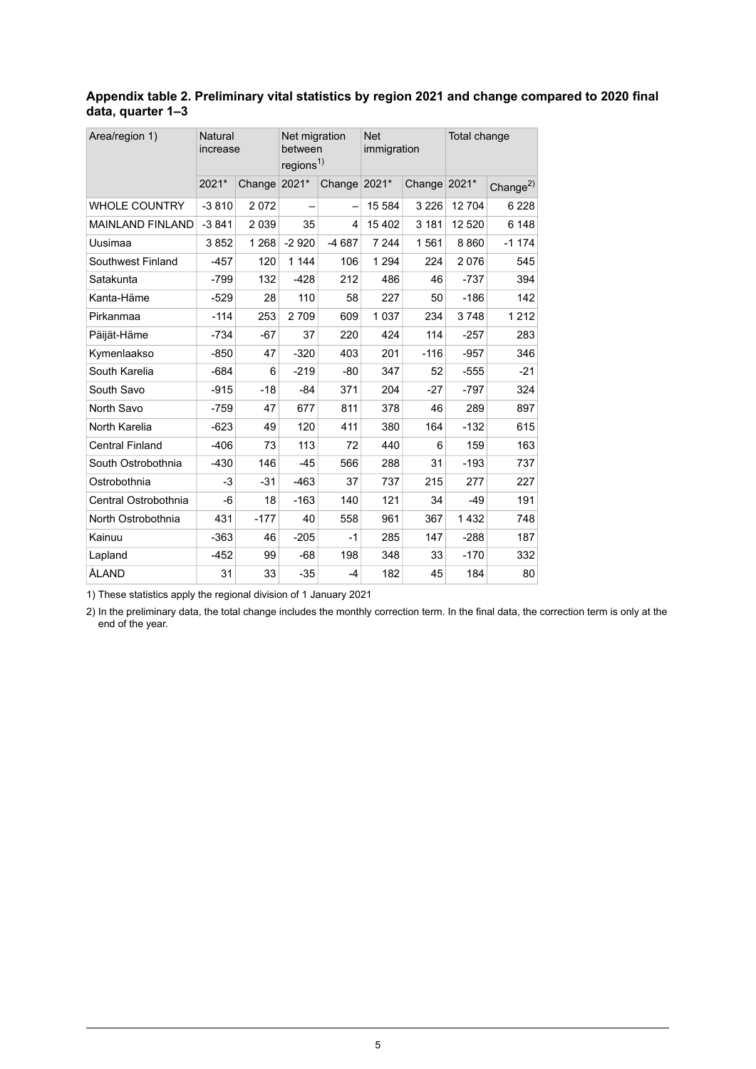**Appendix table 2. Preliminary vital statistics by region 2021 and change compared to 2020 final data, quarter 1–3**

| Area/region 1) | Natural increase | | Net migration between regions[1] | | Net immigration | | Total change | |
|---|---|---|---|---|---|---|---|---|
| | 2021* | Change | 2021* | Change | 2021* | Change | 2021* | Change[2] |
| WHOLE COUNTRY | -3 810 | 2 072 | – | – | 15 584 | 3 226 | 12 704 | 6 228 |
| MAINLAND FINLAND | -3 841 | 2 039 | 35 | 4 | 15 402 | 3 181 | 12 520 | 6 148 |
| Uusimaa | 3 852 | 1 268 | -2 920 | -4 687 | 7 244 | 1 561 | 8 860 | -1 174 |
| Southwest Finland | -457 | 120 | 1 144 | 106 | 1 294 | 224 | 2 076 | 545 |
| Satakunta | -799 | 132 | -428 | 212 | 486 | 46 | -737 | 394 |
| Kanta-Häme | -529 | 28 | 110 | 58 | 227 | 50 | -186 | 142 |
| Pirkanmaa | -114 | 253 | 2 709 | 609 | 1 037 | 234 | 3 748 | 1 212 |
| Päijät-Häme | -734 | -67 | 37 | 220 | 424 | 114 | -257 | 283 |
| Kymenlaakso | -850 | 47 | -320 | 403 | 201 | -116 | -957 | 346 |
| South Karelia | -684 | 6 | -219 | -80 | 347 | 52 | -555 | -21 |
| South Savo | -915 | -18 | -84 | 371 | 204 | -27 | -797 | 324 |
| North Savo | -759 | 47 | 677 | 811 | 378 | 46 | 289 | 897 |
| North Karelia | -623 | 49 | 120 | 411 | 380 | 164 | -132 | 615 |
| Central Finland | -406 | 73 | 113 | 72 | 440 | 6 | 159 | 163 |
| South Ostrobothnia | -430 | 146 | -45 | 566 | 288 | 31 | -193 | 737 |
| Ostrobothnia | -3 | -31 | -463 | 37 | 737 | 215 | 277 | 227 |
| Central Ostrobothnia | -6 | 18 | -163 | 140 | 121 | 34 | -49 | 191 |
| North Ostrobothnia | 431 | -177 | 40 | 558 | 961 | 367 | 1 432 | 748 |
| Kainuu | -363 | 46 | -205 | -1 | 285 | 147 | -288 | 187 |
| Lapland | -452 | 99 | -68 | 198 | 348 | 33 | -170 | 332 |
| ÅLAND | 31 | 33 | -35 | -4 | 182 | 45 | 184 | 80 |

1) These statistics apply the regional division of 1 January 2021

2) In the preliminary data, the total change includes the monthly correction term. In the final data, the correction term is only at the end of the year.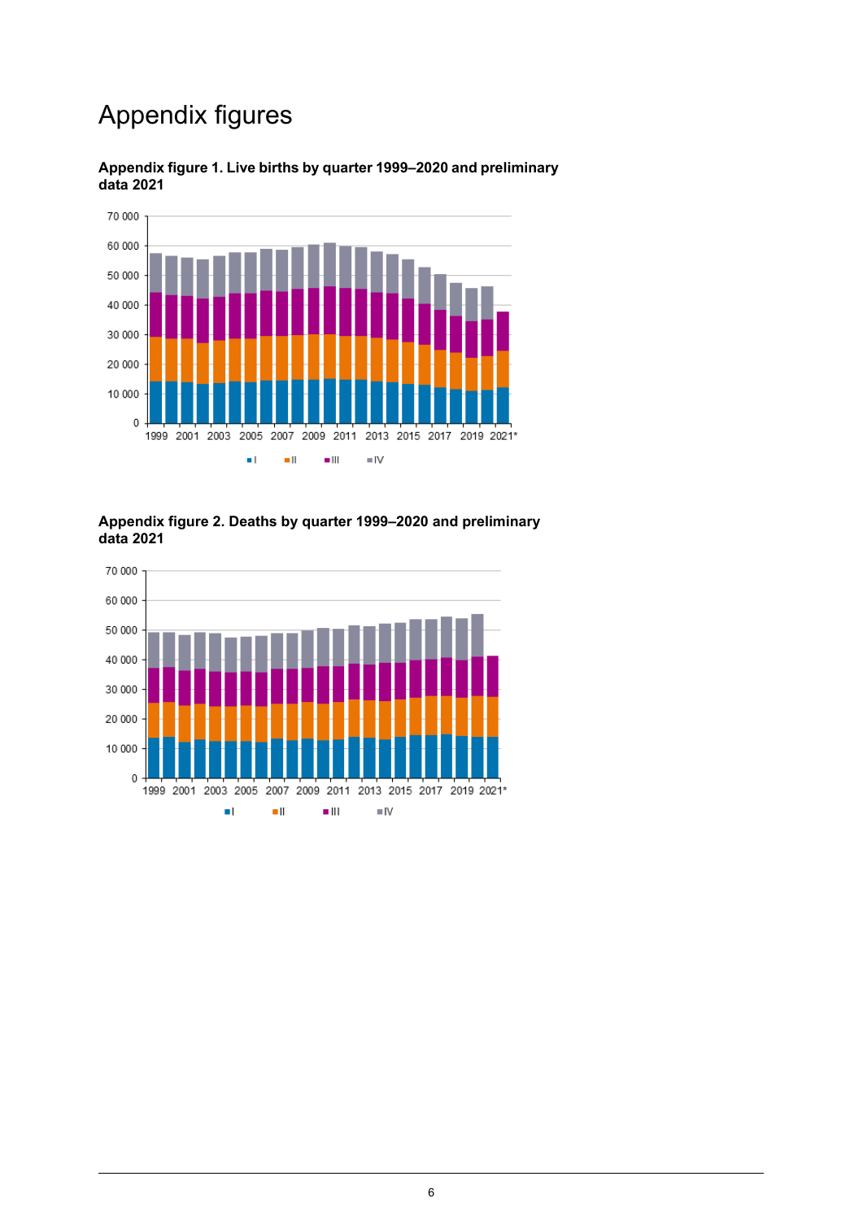# Appendix figures

**Appendix figure 1. Live births by quarter 1999–2020 and preliminary data 2021**

**Appendix figure 2. Deaths by quarter 1999–2020 and preliminary data 2021**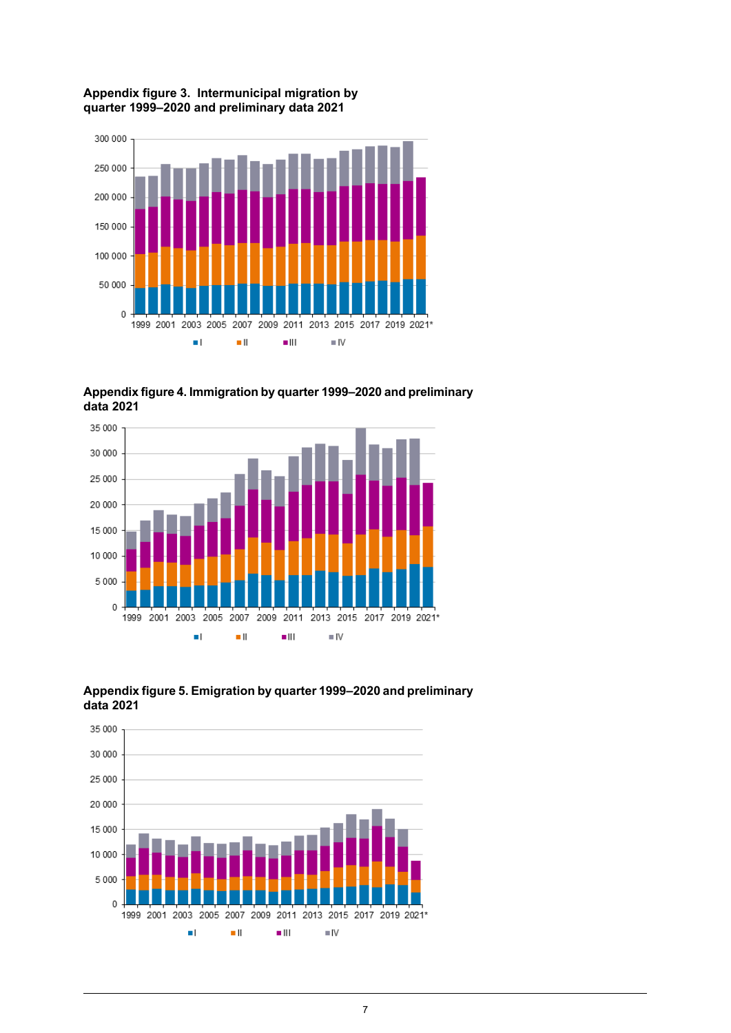**Appendix figure 3. Intermunicipal migration by quarter 1999–2020 and preliminary data 2021**

**Appendix figure 4. Immigration by quarter 1999–2020 and preliminary data 2021**

**Appendix figure 5. Emigration by quarter 1999–2020 and preliminary data 2021**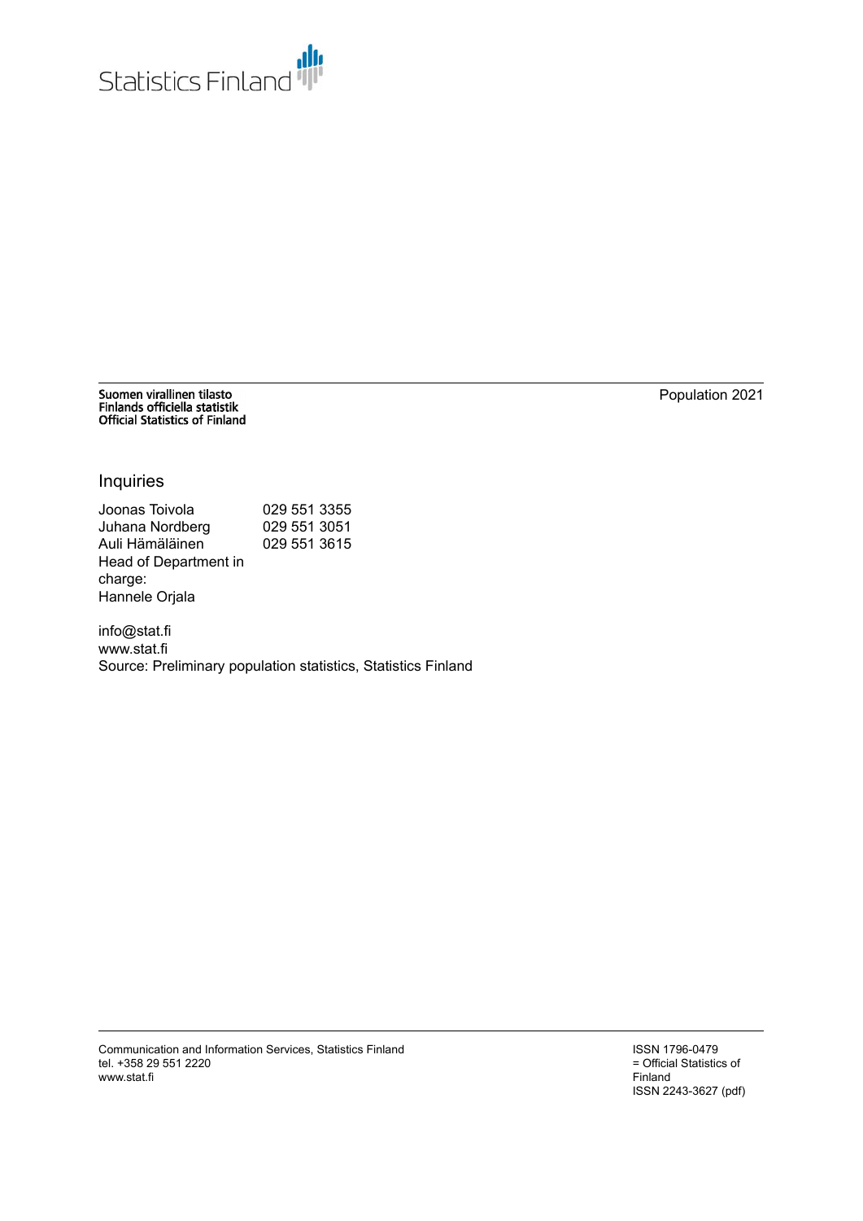Statistics Finland

Suomen virallinen tilasto
Finlands officiella statistik
Official Statistics of Finland

Population 2021

## Inquiries

| | |
|---|---|
| Joonas Toivola | 029 551 3355 |
| Juhana Nordberg | 029 551 3051 |
| Auli Hämäläinen | 029 551 3615 |
| Head of Department in charge: Hannele Orjala | |

info@stat.fi
www.stat.fi
Source: Preliminary population statistics, Statistics Finland

Communication and Information Services, Statistics Finland
tel. +358 29 551 2220
www.stat.fi

ISSN 1796-0479
= Official Statistics of Finland
ISSN 2243-3627 (pdf)